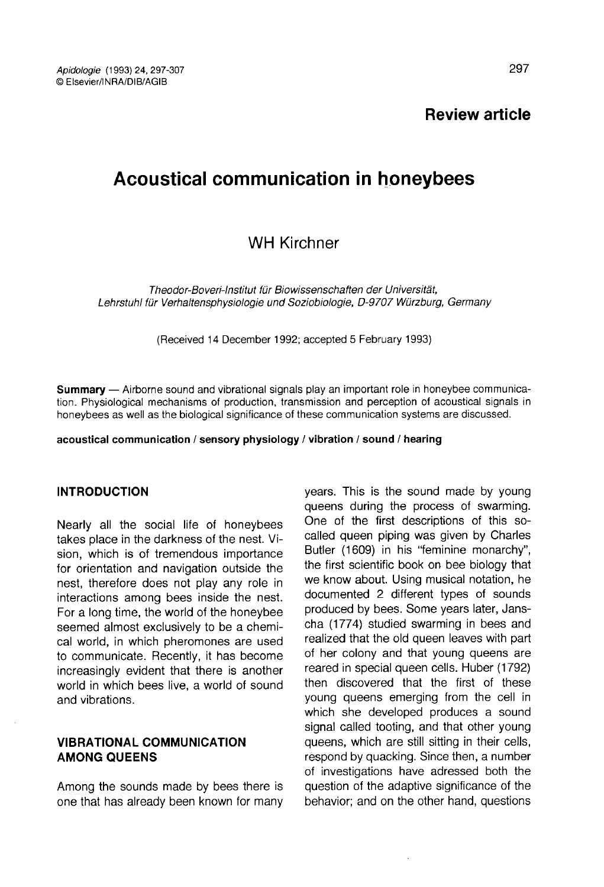**Review article**

# Acoustical communication in honeybees

WH Kirchner

*Theodor-Boveri-Institut für Biowissenschaften der Universität, Lehrstuhl für Verhaltensphysiologie und Soziobiologie, D-9707 Würzburg, Germany*

(Received 14 December 1992; accepted 5 February 1993)

**Summary** — Airborne sound and vibrational signals play an important role in honeybee communication. Physiological mechanisms of production, transmission and perception of acoustical signals in honeybees as well as the biological significance of these communication systems are discussed.

**acoustical communication / sensory physiology / vibration / sound / hearing**

## INTRODUCTION

Nearly all the social life of honeybees takes place in the darkness of the nest. Vision, which is of tremendous importance for orientation and navigation outside the nest, therefore does not play any role in interactions among bees inside the nest. For a long time, the world of the honeybee seemed almost exclusively to be a chemical world, in which pheromones are used to communicate. Recently, it has become increasingly evident that there is another world in which bees live, a world of sound and vibrations.

## VIBRATIONAL COMMUNICATION AMONG QUEENS

Among the sounds made by bees there is one that has already been known for many years. This is the sound made by young queens during the process of swarming. One of the first descriptions of this so-called queen piping was given by Charles Butler (1609) in his "feminine monarchy", the first scientific book on bee biology that we know about. Using musical notation, he documented 2 different types of sounds produced by bees. Some years later, Janscha (1774) studied swarming in bees and realized that the old queen leaves with part of her colony and that young queens are reared in special queen cells. Huber (1792) then discovered that the first of these young queens emerging from the cell in which she developed produces a sound signal called tooting, and that other young queens, which are still sitting in their cells, respond by quacking. Since then, a number of investigations have adressed both the question of the adaptive significance of the behavior; and on the other hand, questions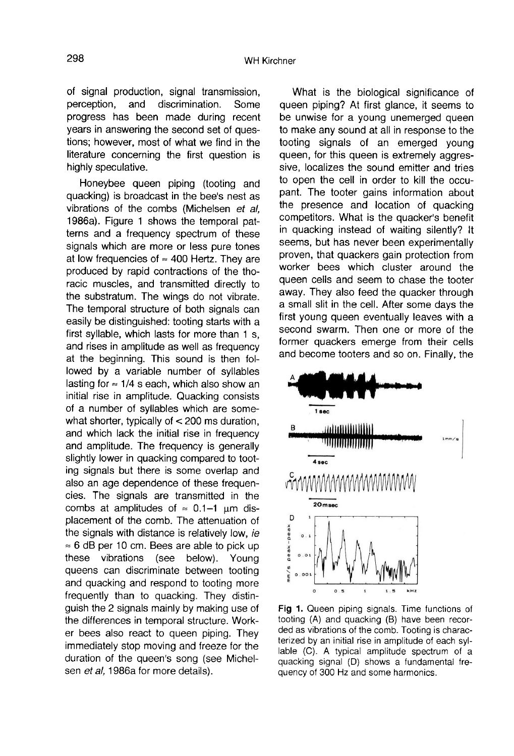of signal production, signal transmission, perception, and discrimination. Some progress has been made during recent years in answering the second set of questions; however, most of what we find in the literature concerning the first question is highly speculative.

Honeybee queen piping (tooting and quacking) is broadcast in the bee's nest as vibrations of the combs (Michelsen *et al*, 1986a). Figure 1 shows the temporal patterns and a frequency spectrum of these signals which are more or less pure tones at low frequencies of ≈ 400 Hertz. They are produced by rapid contractions of the thoracic muscles, and transmitted directly to the substratum. The wings do not vibrate. The temporal structure of both signals can easily be distinguished: tooting starts with a first syllable, which lasts for more than 1 s, and rises in amplitude as well as frequency at the beginning. This sound is then followed by a variable number of syllables lasting for ≈ 1/4 s each, which also show an initial rise in amplitude. Quacking consists of a number of syllables which are somewhat shorter, typically of < 200 ms duration, and which lack the initial rise in frequency and amplitude. The frequency is generally slightly lower in quacking compared to tooting signals but there is some overlap and also an age dependence of these frequencies. The signals are transmitted in the combs at amplitudes of ≈ 0.1–1 μm displacement of the comb. The attenuation of the signals with distance is relatively low, *ie* ≈ 6 dB per 10 cm. Bees are able to pick up these vibrations (see below). Young queens can discriminate between tooting and quacking and respond to tooting more frequently than to quacking. They distinguish the 2 signals mainly by making use of the differences in temporal structure. Worker bees also react to queen piping. They immediately stop moving and freeze for the duration of the queen's song (see Michelsen *et al*, 1986a for more details).

What is the biological significance of queen piping? At first glance, it seems to be unwise for a young unemerged queen to make any sound at all in response to the tooting signals of an emerged young queen, for this queen is extremely aggressive, localizes the sound emitter and tries to open the cell in order to kill the occupant. The tooter gains information about the presence and location of quacking competitors. What is the quacker's benefit in quacking instead of waiting silently? It seems, but has never been experimentally proven, that quackers gain protection from worker bees which cluster around the queen cells and seem to chase the tooter away. They also feed the quacker through a small slit in the cell. After some days the first young queen eventually leaves with a second swarm. Then one or more of the former quackers emerge from their cells and become tooters and so on. Finally, the

**Fig 1.** Queen piping signals. Time functions of tooting (A) and quacking (B) have been recorded as vibrations of the comb. Tooting is characterized by an initial rise in amplitude of each syllable (C). A typical amplitude spectrum of a quacking signal (D) shows a fundamental frequency of 300 Hz and some harmonics.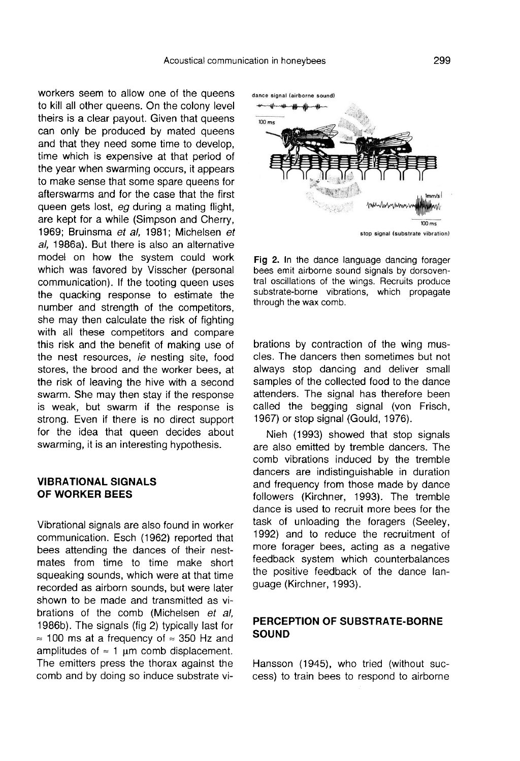workers seem to allow one of the queens to kill all other queens. On the colony level theirs is a clear payout. Given that queens can only be produced by mated queens and that they need some time to develop, time which is expensive at that period of the year when swarming occurs, it appears to make sense that some spare queens for afterswarms and for the case that the first queen gets lost, *eg* during a mating flight, are kept for a while (Simpson and Cherry, 1969; Bruinsma *et al*, 1981; Michelsen *et al*, 1986a). But there is also an alternative model on how the system could work which was favored by Visscher (personal communication). If the tooting queen uses the quacking response to estimate the number and strength of the competitors, she may then calculate the risk of fighting with all these competitors and compare this risk and the benefit of making use of the nest resources, *ie* nesting site, food stores, the brood and the worker bees, at the risk of leaving the hive with a second swarm. She may then stay if the response is weak, but swarm if the response is strong. Even if there is no direct support for the idea that queen decides about swarming, it is an interesting hypothesis.

## VIBRATIONAL SIGNALS OF WORKER BEES

Vibrational signals are also found in worker communication. Esch (1962) reported that bees attending the dances of their nestmates from time to time make short squeaking sounds, which were at that time recorded as airborn sounds, but were later shown to be made and transmitted as vibrations of the comb (Michelsen *et al*, 1986b). The signals (fig 2) typically last for ≈ 100 ms at a frequency of ≈ 350 Hz and amplitudes of ≈ 1 μm comb displacement. The emitters press the thorax against the comb and by doing so induce substrate vibrations by contraction of the wing muscles. The dancers then sometimes but not always stop dancing and deliver small samples of the collected food to the dance attenders. The signal has therefore been called the begging signal (von Frisch, 1967) or stop signal (Gould, 1976).

**Fig 2.** In the dance language dancing forager bees emit airborne sound signals by dorsoventral oscillations of the wings. Recruits produce substrate-borne vibrations, which propagate through the wax comb.

Nieh (1993) showed that stop signals are also emitted by tremble dancers. The comb vibrations induced by the tremble dancers are indistinguishable in duration and frequency from those made by dance followers (Kirchner, 1993). The tremble dance is used to recruit more bees for the task of unloading the foragers (Seeley, 1992) and to reduce the recruitment of more forager bees, acting as a negative feedback system which counterbalances the positive feedback of the dance language (Kirchner, 1993).

## PERCEPTION OF SUBSTRATE-BORNE SOUND

Hansson (1945), who tried (without success) to train bees to respond to airborne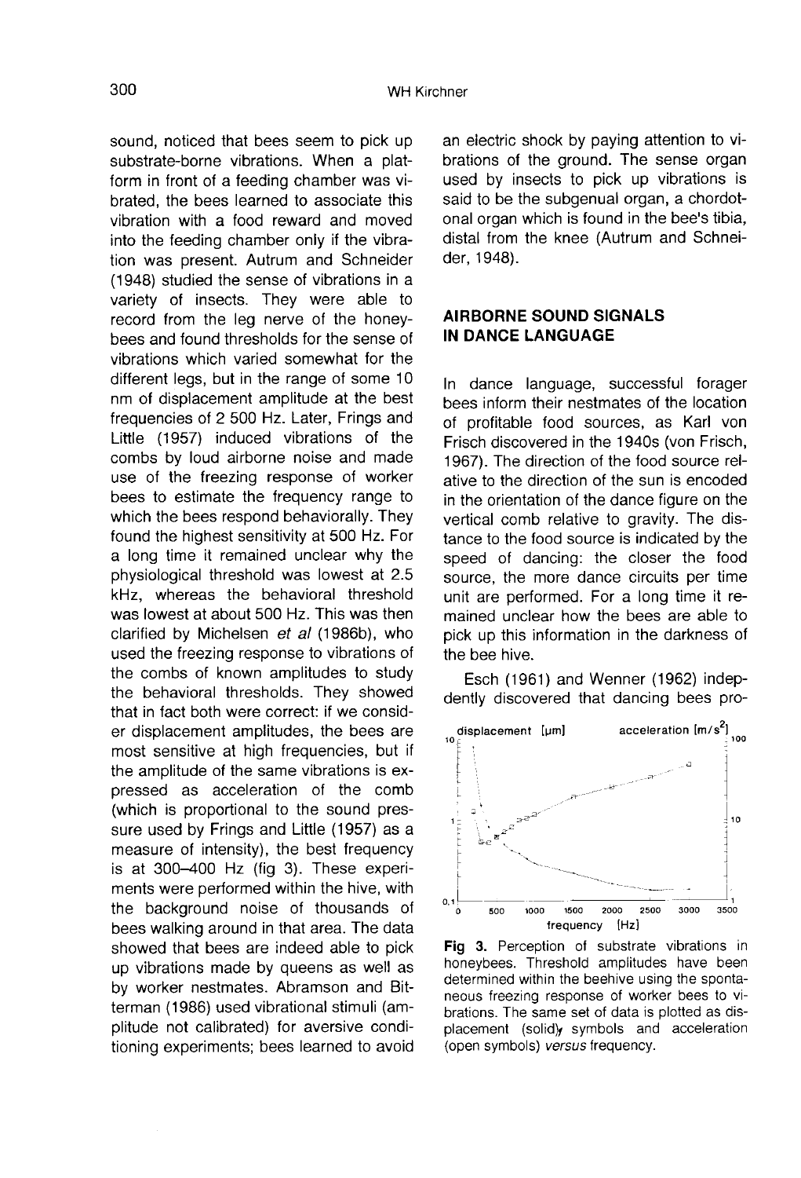sound, noticed that bees seem to pick up substrate-borne vibrations. When a platform in front of a feeding chamber was vibrated, the bees learned to associate this vibration with a food reward and moved into the feeding chamber only if the vibration was present. Autrum and Schneider (1948) studied the sense of vibrations in a variety of insects. They were able to record from the leg nerve of the honeybees and found thresholds for the sense of vibrations which varied somewhat for the different legs, but in the range of some 10 nm of displacement amplitude at the best frequencies of 2 500 Hz. Later, Frings and Little (1957) induced vibrations of the combs by loud airborne noise and made use of the freezing response of worker bees to estimate the frequency range to which the bees respond behaviorally. They found the highest sensitivity at 500 Hz. For a long time it remained unclear why the physiological threshold was lowest at 2.5 kHz, whereas the behavioral threshold was lowest at about 500 Hz. This was then clarified by Michelsen *et al* (1986b), who used the freezing response to vibrations of the combs of known amplitudes to study the behavioral thresholds. They showed that in fact both were correct: if we consider displacement amplitudes, the bees are most sensitive at high frequencies, but if the amplitude of the same vibrations is expressed as acceleration of the comb (which is proportional to the sound pressure used by Frings and Little (1957) as a measure of intensity), the best frequency is at 300–400 Hz (fig 3). These experiments were performed within the hive, with the background noise of thousands of bees walking around in that area. The data showed that bees are indeed able to pick up vibrations made by queens as well as by worker nestmates. Abramson and Bitterman (1986) used vibrational stimuli (amplitude not calibrated) for aversive conditioning experiments; bees learned to avoid an electric shock by paying attention to vibrations of the ground. The sense organ used by insects to pick up vibrations is said to be the subgenual organ, a chordotonal organ which is found in the bee's tibia, distal from the knee (Autrum and Schneider, 1948).

## AIRBORNE SOUND SIGNALS IN DANCE LANGUAGE

In dance language, successful forager bees inform their nestmates of the location of profitable food sources, as Karl von Frisch discovered in the 1940s (von Frisch, 1967). The direction of the food source relative to the direction of the sun is encoded in the orientation of the dance figure on the vertical comb relative to gravity. The distance to the food source is indicated by the speed of dancing: the closer the food source, the more dance circuits per time unit are performed. For a long time it remained unclear how the bees are able to pick up this information in the darkness of the bee hive.

Esch (1961) and Wenner (1962) independently discovered that dancing bees pro-

**Fig 3.** Perception of substrate vibrations in honeybees. Threshold amplitudes have been determined within the beehive using the spontaneous freezing response of worker bees to vibrations. The same set of data is plotted as displacement (solid) symbols and acceleration (open symbols) *versus* frequency.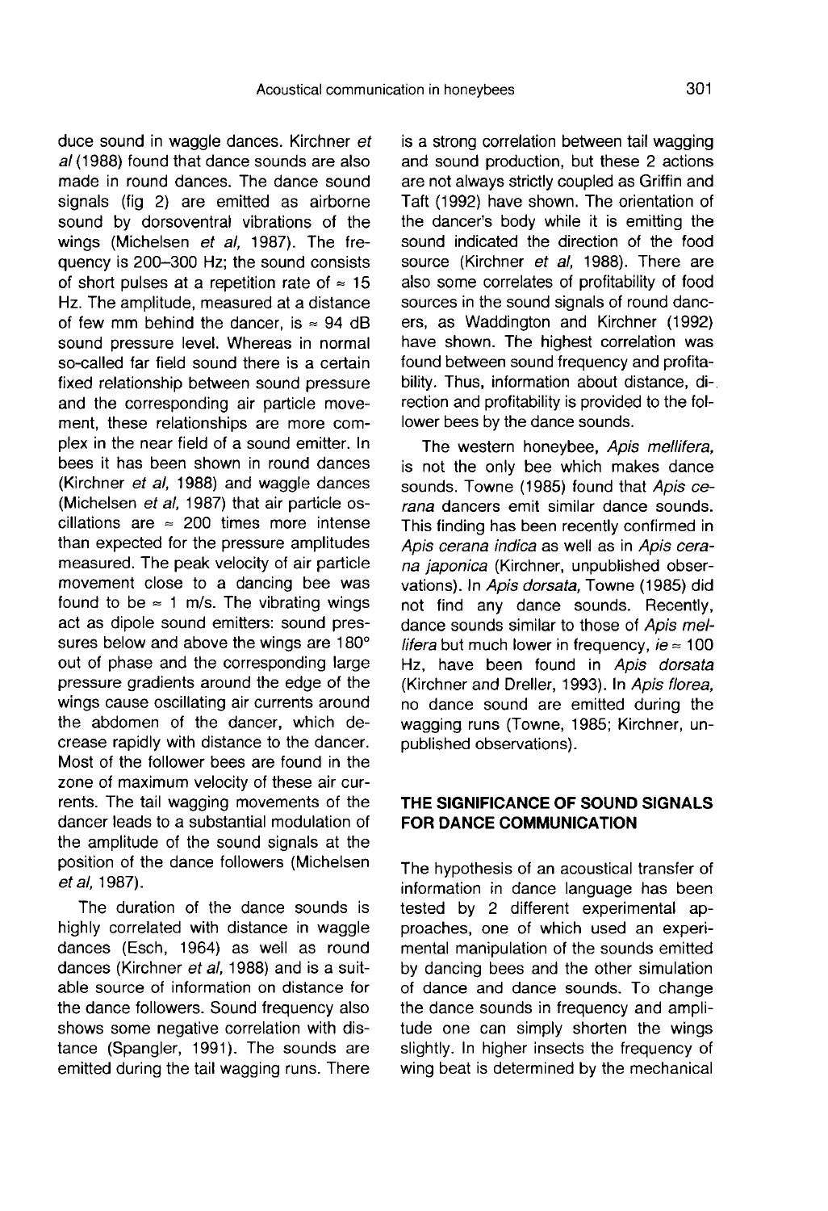duce sound in waggle dances. Kirchner *et al* (1988) found that dance sounds are also made in round dances. The dance sound signals (fig 2) are emitted as airborne sound by dorsoventral vibrations of the wings (Michelsen *et al*, 1987). The frequency is 200–300 Hz; the sound consists of short pulses at a repetition rate of ≈ 15 Hz. The amplitude, measured at a distance of few mm behind the dancer, is ≈ 94 dB sound pressure level. Whereas in normal so-called far field sound there is a certain fixed relationship between sound pressure and the corresponding air particle movement, these relationships are more complex in the near field of a sound emitter. In bees it has been shown in round dances (Kirchner *et al*, 1988) and waggle dances (Michelsen *et al*, 1987) that air particle oscillations are ≈ 200 times more intense than expected for the pressure amplitudes measured. The peak velocity of air particle movement close to a dancing bee was found to be ≈ 1 m/s. The vibrating wings act as dipole sound emitters: sound pressures below and above the wings are 180° out of phase and the corresponding large pressure gradients around the edge of the wings cause oscillating air currents around the abdomen of the dancer, which decrease rapidly with distance to the dancer. Most of the follower bees are found in the zone of maximum velocity of these air currents. The tail wagging movements of the dancer leads to a substantial modulation of the amplitude of the sound signals at the position of the dance followers (Michelsen *et al*, 1987).

The duration of the dance sounds is highly correlated with distance in waggle dances (Esch, 1964) as well as round dances (Kirchner *et al*, 1988) and is a suitable source of information on distance for the dance followers. Sound frequency also shows some negative correlation with distance (Spangler, 1991). The sounds are emitted during the tail wagging runs. There is a strong correlation between tail wagging and sound production, but these 2 actions are not always strictly coupled as Griffin and Taft (1992) have shown. The orientation of the dancer's body while it is emitting the sound indicated the direction of the food source (Kirchner *et al*, 1988). There are also some correlates of profitability of food sources in the sound signals of round dancers, as Waddington and Kirchner (1992) have shown. The highest correlation was found between sound frequency and profitability. Thus, information about distance, direction and profitability is provided to the follower bees by the dance sounds.

The western honeybee, *Apis mellifera*, is not the only bee which makes dance sounds. Towne (1985) found that *Apis cerana* dancers emit similar dance sounds. This finding has been recently confirmed in *Apis cerana indica* as well as in *Apis cerana japonica* (Kirchner, unpublished observations). In *Apis dorsata*, Towne (1985) did not find any dance sounds. Recently, dance sounds similar to those of *Apis mellifera* but much lower in frequency, *ie* ≈ 100 Hz, have been found in *Apis dorsata* (Kirchner and Dreller, 1993). In *Apis florea*, no dance sound are emitted during the wagging runs (Towne, 1985; Kirchner, unpublished observations).

## THE SIGNIFICANCE OF SOUND SIGNALS FOR DANCE COMMUNICATION

The hypothesis of an acoustical transfer of information in dance language has been tested by 2 different experimental approaches, one of which used an experimental manipulation of the sounds emitted by dancing bees and the other simulation of dance and dance sounds. To change the dance sounds in frequency and amplitude one can simply shorten the wings slightly. In higher insects the frequency of wing beat is determined by the mechanical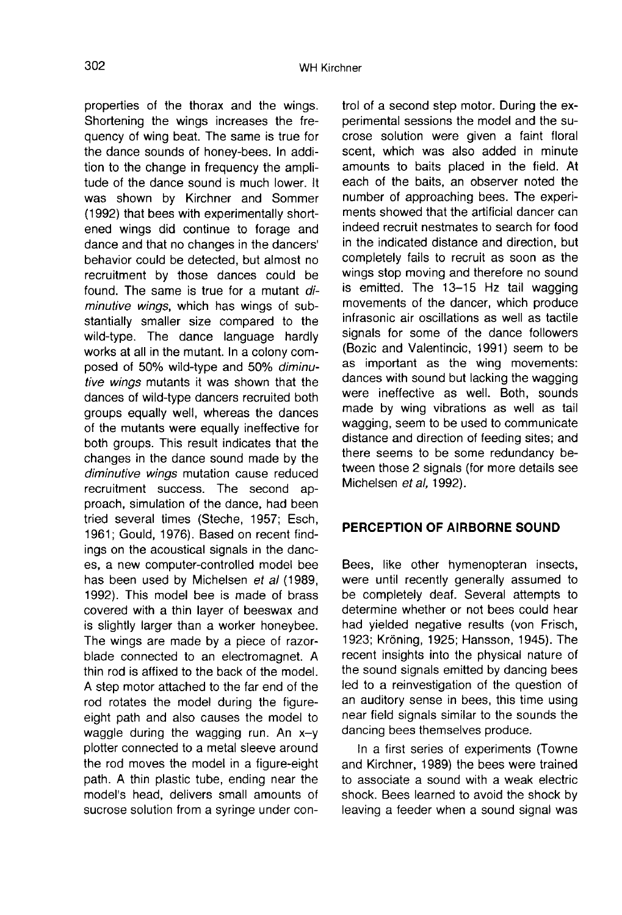properties of the thorax and the wings. Shortening the wings increases the frequency of wing beat. The same is true for the dance sounds of honey-bees. In addition to the change in frequency the amplitude of the dance sound is much lower. It was shown by Kirchner and Sommer (1992) that bees with experimentally shortened wings did continue to forage and dance and that no changes in the dancers' behavior could be detected, but almost no recruitment by those dances could be found. The same is true for a mutant *diminutive wings*, which has wings of substantially smaller size compared to the wild-type. The dance language hardly works at all in the mutant. In a colony composed of 50% wild-type and 50% *diminutive wings* mutants it was shown that the dances of wild-type dancers recruited both groups equally well, whereas the dances of the mutants were equally ineffective for both groups. This result indicates that the changes in the dance sound made by the *diminutive wings* mutation cause reduced recruitment success. The second approach, simulation of the dance, had been tried several times (Steche, 1957; Esch, 1961; Gould, 1976). Based on recent findings on the acoustical signals in the dances, a new computer-controlled model bee has been used by Michelsen *et al* (1989, 1992). This model bee is made of brass covered with a thin layer of beeswax and is slightly larger than a worker honeybee. The wings are made by a piece of razor-blade connected to an electromagnet. A thin rod is affixed to the back of the model. A step motor attached to the far end of the rod rotates the model during the figure-eight path and also causes the model to waggle during the wagging run. An x–y plotter connected to a metal sleeve around the rod moves the model in a figure-eight path. A thin plastic tube, ending near the model's head, delivers small amounts of sucrose solution from a syringe under control of a second step motor. During the experimental sessions the model and the sucrose solution were given a faint floral scent, which was also added in minute amounts to baits placed in the field. At each of the baits, an observer noted the number of approaching bees. The experiments showed that the artificial dancer can indeed recruit nestmates to search for food in the indicated distance and direction, but completely fails to recruit as soon as the wings stop moving and therefore no sound is emitted. The 13–15 Hz tail wagging movements of the dancer, which produce infrasonic air oscillations as well as tactile signals for some of the dance followers (Bozic and Valentincic, 1991) seem to be as important as the wing movements: dances with sound but lacking the wagging were ineffective as well. Both, sounds made by wing vibrations as well as tail wagging, seem to be used to communicate distance and direction of feeding sites; and there seems to be some redundancy between those 2 signals (for more details see Michelsen *et al*, 1992).

## PERCEPTION OF AIRBORNE SOUND

Bees, like other hymenopteran insects, were until recently generally assumed to be completely deaf. Several attempts to determine whether or not bees could hear had yielded negative results (von Frisch, 1923; Kröning, 1925; Hansson, 1945). The recent insights into the physical nature of the sound signals emitted by dancing bees led to a reinvestigation of the question of an auditory sense in bees, this time using near field signals similar to the sounds the dancing bees themselves produce.

In a first series of experiments (Towne and Kirchner, 1989) the bees were trained to associate a sound with a weak electric shock. Bees learned to avoid the shock by leaving a feeder when a sound signal was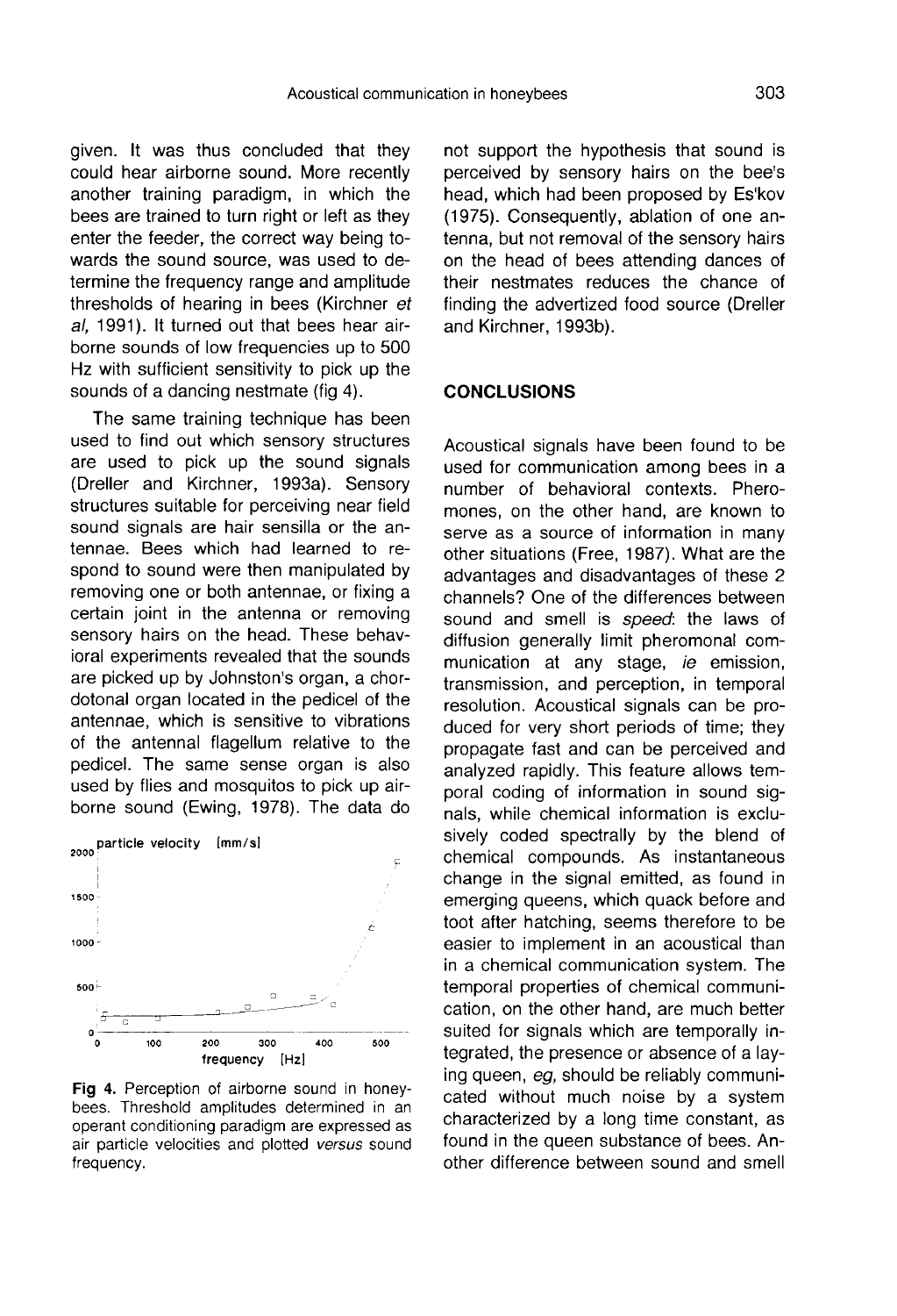given. It was thus concluded that they could hear airborne sound. More recently another training paradigm, in which the bees are trained to turn right or left as they enter the feeder, the correct way being towards the sound source, was used to determine the frequency range and amplitude thresholds of hearing in bees (Kirchner *et al*, 1991). It turned out that bees hear airborne sounds of low frequencies up to 500 Hz with sufficient sensitivity to pick up the sounds of a dancing nestmate (fig 4).

The same training technique has been used to find out which sensory structures are used to pick up the sound signals (Dreller and Kirchner, 1993a). Sensory structures suitable for perceiving near field sound signals are hair sensilla or the antennae. Bees which had learned to respond to sound were then manipulated by removing one or both antennae, or fixing a certain joint in the antenna or removing sensory hairs on the head. These behavioral experiments revealed that the sounds are picked up by Johnston's organ, a chordotonal organ located in the pedicel of the antennae, which is sensitive to vibrations of the antennal flagellum relative to the pedicel. The same sense organ is also used by flies and mosquitos to pick up airborne sound (Ewing, 1978). The data do not support the hypothesis that sound is perceived by sensory hairs on the bee's head, which had been proposed by Es'kov (1975). Consequently, ablation of one antenna, but not removal of the sensory hairs on the head of bees attending dances of their nestmates reduces the chance of finding the advertized food source (Dreller and Kirchner, 1993b).

**Fig 4.** Perception of airborne sound in honeybees. Threshold amplitudes determined in an operant conditioning paradigm are expressed as air particle velocities and plotted *versus* sound frequency.

## CONCLUSIONS

Acoustical signals have been found to be used for communication among bees in a number of behavioral contexts. Pheromones, on the other hand, are known to serve as a source of information in many other situations (Free, 1987). What are the advantages and disadvantages of these 2 channels? One of the differences between sound and smell is *speed*: the laws of diffusion generally limit pheromonal communication at any stage, *ie* emission, transmission, and perception, in temporal resolution. Acoustical signals can be produced for very short periods of time; they propagate fast and can be perceived and analyzed rapidly. This feature allows temporal coding of information in sound signals, while chemical information is exclusively coded spectrally by the blend of chemical compounds. As instantaneous change in the signal emitted, as found in emerging queens, which quack before and toot after hatching, seems therefore to be easier to implement in an acoustical than in a chemical communication system. The temporal properties of chemical communication, on the other hand, are much better suited for signals which are temporally integrated, the presence or absence of a laying queen, *eg*, should be reliably communicated without much noise by a system characterized by a long time constant, as found in the queen substance of bees. Another difference between sound and smell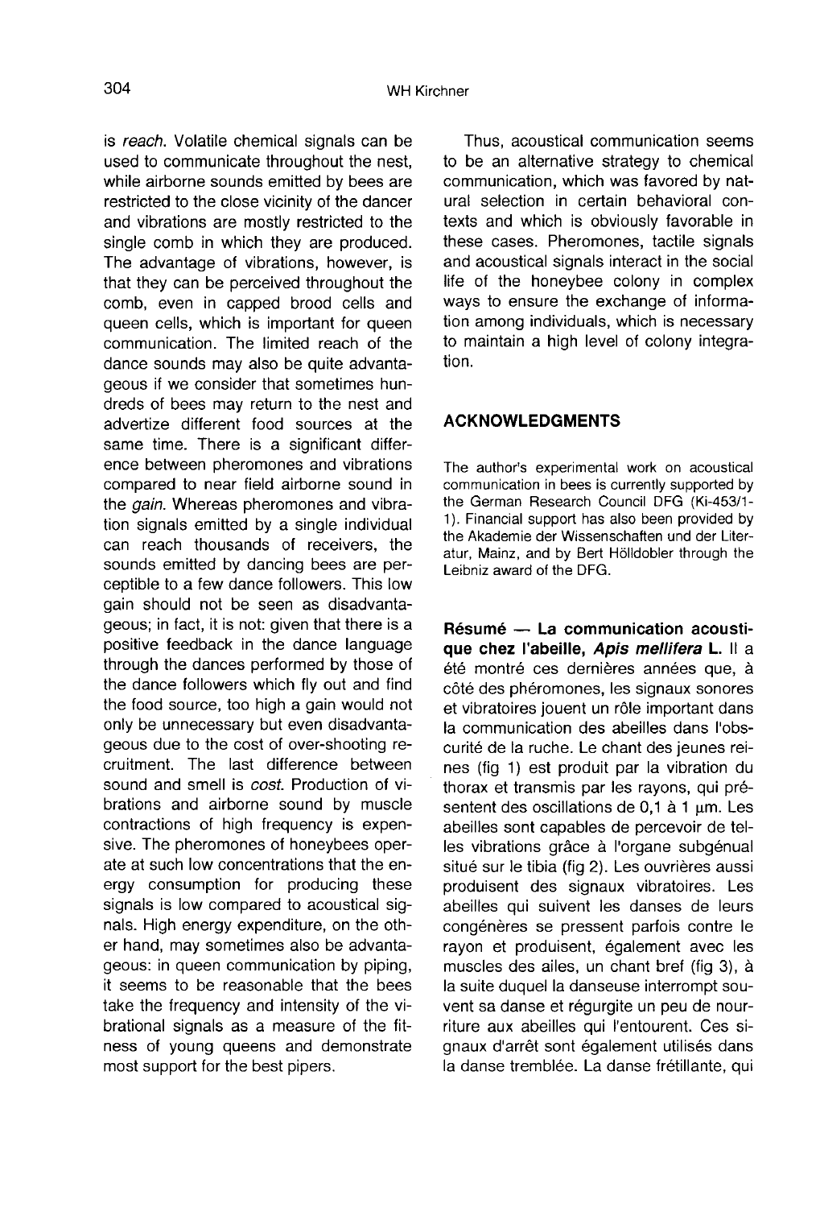is *reach*. Volatile chemical signals can be used to communicate throughout the nest, while airborne sounds emitted by bees are restricted to the close vicinity of the dancer and vibrations are mostly restricted to the single comb in which they are produced. The advantage of vibrations, however, is that they can be perceived throughout the comb, even in capped brood cells and queen cells, which is important for queen communication. The limited reach of the dance sounds may also be quite advantageous if we consider that sometimes hundreds of bees may return to the nest and advertize different food sources at the same time. There is a significant difference between pheromones and vibrations compared to near field airborne sound in the *gain*. Whereas pheromones and vibration signals emitted by a single individual can reach thousands of receivers, the sounds emitted by dancing bees are perceptible to a few dance followers. This low gain should not be seen as disadvantageous; in fact, it is not: given that there is a positive feedback in the dance language through the dances performed by those of the dance followers which fly out and find the food source, too high a gain would not only be unnecessary but even disadvantageous due to the cost of over-shooting recruitment. The last difference between sound and smell is *cost*. Production of vibrations and airborne sound by muscle contractions of high frequency is expensive. The pheromones of honeybees operate at such low concentrations that the energy consumption for producing these signals is low compared to acoustical signals. High energy expenditure, on the other hand, may sometimes also be advantageous: in queen communication by piping, it seems to be reasonable that the bees take the frequency and intensity of the vibrational signals as a measure of the fitness of young queens and demonstrate most support for the best pipers.

Thus, acoustical communication seems to be an alternative strategy to chemical communication, which was favored by natural selection in certain behavioral contexts and which is obviously favorable in these cases. Pheromones, tactile signals and acoustical signals interact in the social life of the honeybee colony in complex ways to ensure the exchange of information among individuals, which is necessary to maintain a high level of colony integration.

## ACKNOWLEDGMENTS

The author's experimental work on acoustical communication in bees is currently supported by the German Research Council DFG (Ki-453/1-1). Financial support has also been provided by the Akademie der Wissenschaften und der Literatur, Mainz, and by Bert Hölldobler through the Leibniz award of the DFG.

**Résumé — La communication acoustique chez l'abeille, *Apis mellifera* L.** Il a été montré ces dernières années que, à côté des phéromones, les signaux sonores et vibratoires jouent un rôle important dans la communication des abeilles dans l'obscurité de la ruche. Le chant des jeunes reines (fig 1) est produit par la vibration du thorax et transmis par les rayons, qui présentent des oscillations de 0,1 à 1 µm. Les abeilles sont capables de percevoir de telles vibrations grâce à l'organe subgénual situé sur le tibia (fig 2). Les ouvrières aussi produisent des signaux vibratoires. Les abeilles qui suivent les danses de leurs congénères se pressent parfois contre le rayon et produisent, également avec les muscles des ailes, un chant bref (fig 3), à la suite duquel la danseuse interrompt souvent sa danse et régurgite un peu de nourriture aux abeilles qui l'entourent. Ces signaux d'arrêt sont également utilisés dans la danse tremblée. La danse frétillante, qui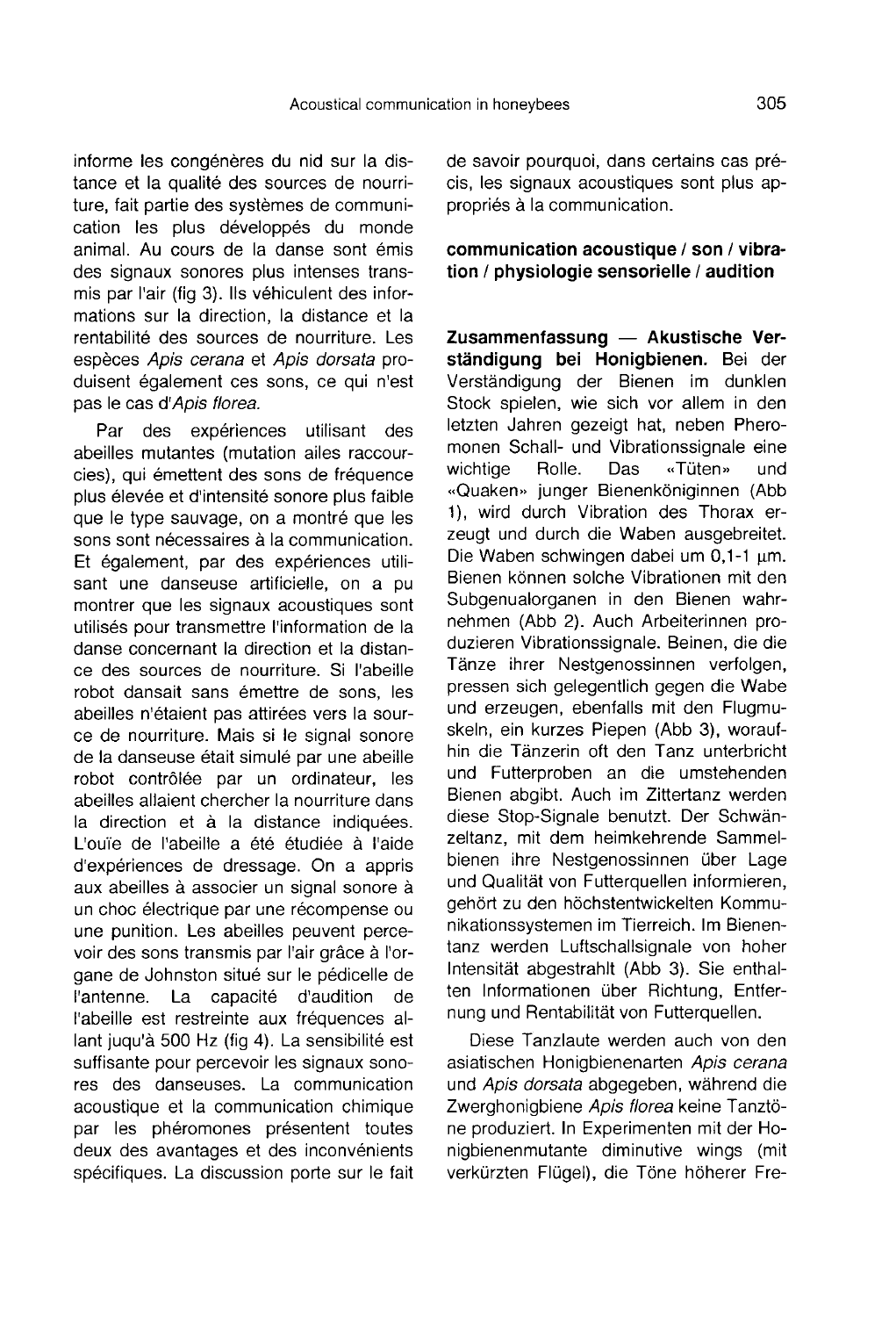informe les congénères du nid sur la distance et la qualité des sources de nourriture, fait partie des systèmes de communication les plus développés du monde animal. Au cours de la danse sont émis des signaux sonores plus intenses transmis par l'air (fig 3). Ils véhiculent des informations sur la direction, la distance et la rentabilité des sources de nourriture. Les espèces *Apis cerana* et *Apis dorsata* produisent également ces sons, ce qui n'est pas le cas d'*Apis florea.*

Par des expériences utilisant des abeilles mutantes (mutation ailes raccourcies), qui émettent des sons de fréquence plus élevée et d'intensité sonore plus faible que le type sauvage, on a montré que les sons sont nécessaires à la communication. Et également, par des expériences utilisant une danseuse artificielle, on a pu montrer que les signaux acoustiques sont utilisés pour transmettre l'information de la danse concernant la direction et la distance des sources de nourriture. Si l'abeille robot dansait sans émettre de sons, les abeilles n'étaient pas attirées vers la source de nourriture. Mais si le signal sonore de la danseuse était simulé par une abeille robot contrôlée par un ordinateur, les abeilles allaient chercher la nourriture dans la direction et à la distance indiquées. L'ouïe de l'abeille a été étudiée à l'aide d'expériences de dressage. On a appris aux abeilles à associer un signal sonore à un choc électrique par une récompense ou une punition. Les abeilles peuvent percevoir des sons transmis par l'air grâce à l'organe de Johnston situé sur le pédicelle de l'antenne. La capacité d'audition de l'abeille est restreinte aux fréquences allant juqu'à 500 Hz (fig 4). La sensibilité est suffisante pour percevoir les signaux sonores des danseuses. La communication acoustique et la communication chimique par les phéromones présentent toutes deux des avantages et des inconvénients spécifiques. La discussion porte sur le fait de savoir pourquoi, dans certains cas précis, les signaux acoustiques sont plus appropriés à la communication.

**communication acoustique / son / vibration / physiologie sensorielle / audition**

**Zusammenfassung — Akustische Verständigung bei Honigbienen.** Bei der Verständigung der Bienen im dunklen Stock spielen, wie sich vor allem in den letzten Jahren gezeigt hat, neben Pheromonen Schall- und Vibrationssignale eine wichtige Rolle. Das «Tüten» und «Quaken» junger Bienenköniginnen (Abb 1), wird durch Vibration des Thorax erzeugt und durch die Waben ausgebreitet. Die Waben schwingen dabei um 0,1-1 µm. Bienen können solche Vibrationen mit den Subgenualorganen in den Bienen wahrnehmen (Abb 2). Auch Arbeiterinnen produzieren Vibrationssignale. Beinen, die die Tänze ihrer Nestgenossinnen verfolgen, pressen sich gelegentlich gegen die Wabe und erzeugen, ebenfalls mit den Flugmuskeln, ein kurzes Piepen (Abb 3), woraufhin die Tänzerin oft den Tanz unterbricht und Futterproben an die umstehenden Bienen abgibt. Auch im Zittertanz werden diese Stop-Signale benutzt. Der Schwänzeltanz, mit dem heimkehrende Sammelbienen ihre Nestgenossinnen über Lage und Qualität von Futterquellen informieren, gehört zu den höchstentwickelten Kommunikationssystemen im Tierreich. Im Bienentanz werden Luftschallsignale von hoher Intensität abgestrahlt (Abb 3). Sie enthalten Informationen über Richtung, Entfernung und Rentabilität von Futterquellen.

Diese Tanzlaute werden auch von den asiatischen Honigbienenarten *Apis cerana* und *Apis dorsata* abgegeben, während die Zwerghonigbiene *Apis florea* keine Tanztöne produziert. In Experimenten mit der Honigbienenmutante diminutive wings (mit verkürzten Flügel), die Töne höherer Fre-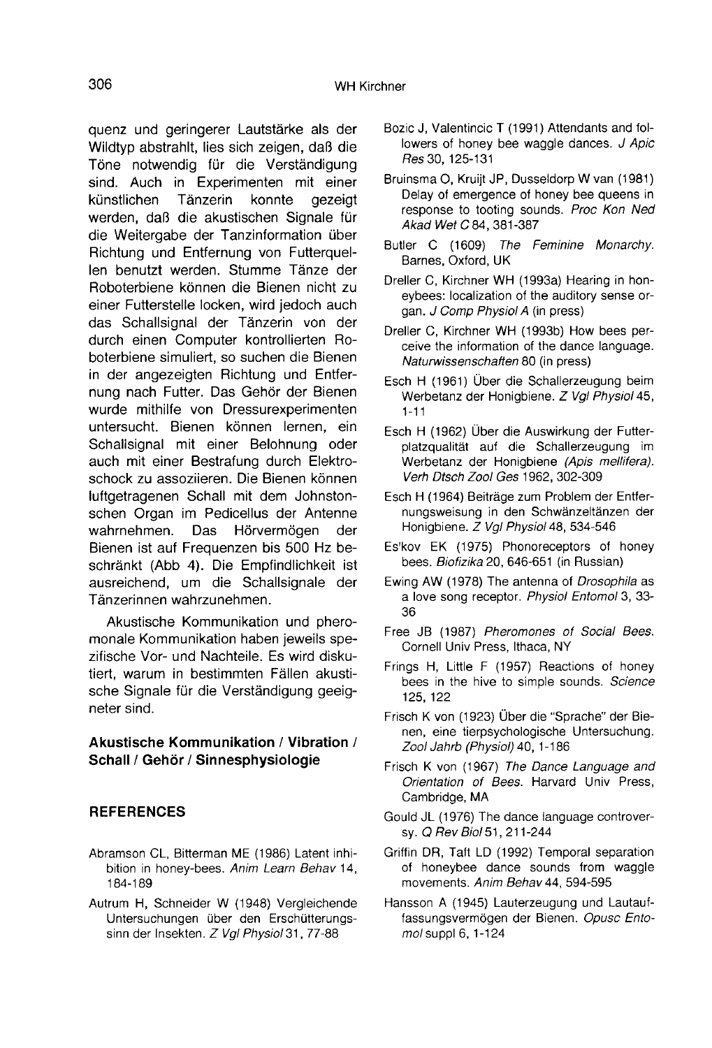quenz und geringerer Lautstärke als der Wildtyp abstrahlt, lies sich zeigen, daß die Töne notwendig für die Verständigung sind. Auch in Experimenten mit einer künstlichen Tänzerin konnte gezeigt werden, daß die akustischen Signale für die Weitergabe der Tanzinformation über Richtung und Entfernung von Futterquellen benutzt werden. Stumme Tänze der Roboterbiene können die Bienen nicht zu einer Futterstelle locken, wird jedoch auch das Schallsignal der Tänzerin von der durch einen Computer kontrollierten Roboterbiene simuliert, so suchen die Bienen in der angezeigten Richtung und Entfernung nach Futter. Das Gehör der Bienen wurde mithilfe von Dressurexperimenten untersucht. Bienen können lernen, ein Schallsignal mit einer Belohnung oder auch mit einer Bestrafung durch Elektroschock zu assoziieren. Die Bienen können luftgetragenen Schall mit dem Johnstonschen Organ im Pedicellus der Antenne wahrnehmen. Das Hörvermögen der Bienen ist auf Frequenzen bis 500 Hz beschränkt (Abb 4). Die Empfindlichkeit ist ausreichend, um die Schallsignale der Tänzerinnen wahrzunehmen.

Akustische Kommunikation und pheromonale Kommunikation haben jeweils spezifische Vor- und Nachteile. Es wird diskutiert, warum in bestimmten Fällen akustische Signale für die Verständigung geeigneter sind.

**Akustische Kommunikation / Vibration / Schall / Gehör / Sinnesphysiologie**

## REFERENCES

Abramson CL, Bitterman ME (1986) Latent inhibition in honey-bees. *Anim Learn Behav* 14, 184-189

Autrum H, Schneider W (1948) Vergleichende Untersuchungen über den Erschütterungssinn der Insekten. *Z Vgl Physiol* 31, 77-88

Bozic J, Valentincic T (1991) Attendants and followers of honey bee waggle dances. *J Apic Res* 30, 125-131

Bruinsma O, Kruijt JP, Dusseldorp W van (1981) Delay of emergence of honey bee queens in response to tooting sounds. *Proc Kon Ned Akad Wet C* 84, 381-387

Butler C (1609) *The Feminine Monarchy.* Barnes, Oxford, UK

Dreller C, Kirchner WH (1993a) Hearing in honeybees: localization of the auditory sense organ. *J Comp Physiol A* (in press)

Dreller C, Kirchner WH (1993b) How bees perceive the information of the dance language. *Naturwissenschaften* 80 (in press)

Esch H (1961) Über die Schallerzeugung beim Werbetanz der Honigbiene. *Z Vgl Physiol* 45, 1-11

Esch H (1962) Über die Auswirkung der Futterplatzqualität auf die Schallerzeugung im Werbetanz der Honigbiene *(Apis mellifera). Verh Dtsch Zool Ges* 1962, 302-309

Esch H (1964) Beiträge zum Problem der Entfernungsweisung in den Schwänzeltänzen der Honigbiene. *Z Vgl Physiol* 48, 534-546

Es'kov EK (1975) Phonoreceptors of honey bees. *Biofizika* 20, 646-651 (in Russian)

Ewing AW (1978) The antenna of *Drosophila* as a love song receptor. *Physiol Entomol* 3, 33-36

Free JB (1987) *Pheromones of Social Bees.* Cornell Univ Press, Ithaca, NY

Frings H, Little F (1957) Reactions of honey bees in the hive to simple sounds. *Science* 125, 122

Frisch K von (1923) Über die "Sprache" der Bienen, eine tierpsychologische Untersuchung. *Zool Jahrb (Physiol)* 40, 1-186

Frisch K von (1967) *The Dance Language and Orientation of Bees.* Harvard Univ Press, Cambridge, MA

Gould JL (1976) The dance language controversy. *Q Rev Biol* 51, 211-244

Griffin DR, Taft LD (1992) Temporal separation of honeybee dance sounds from waggle movements. *Anim Behav* 44, 594-595

Hansson A (1945) Lauterzeugung und Lautauffassungsvermögen der Bienen. *Opusc Entomol* suppl 6, 1-124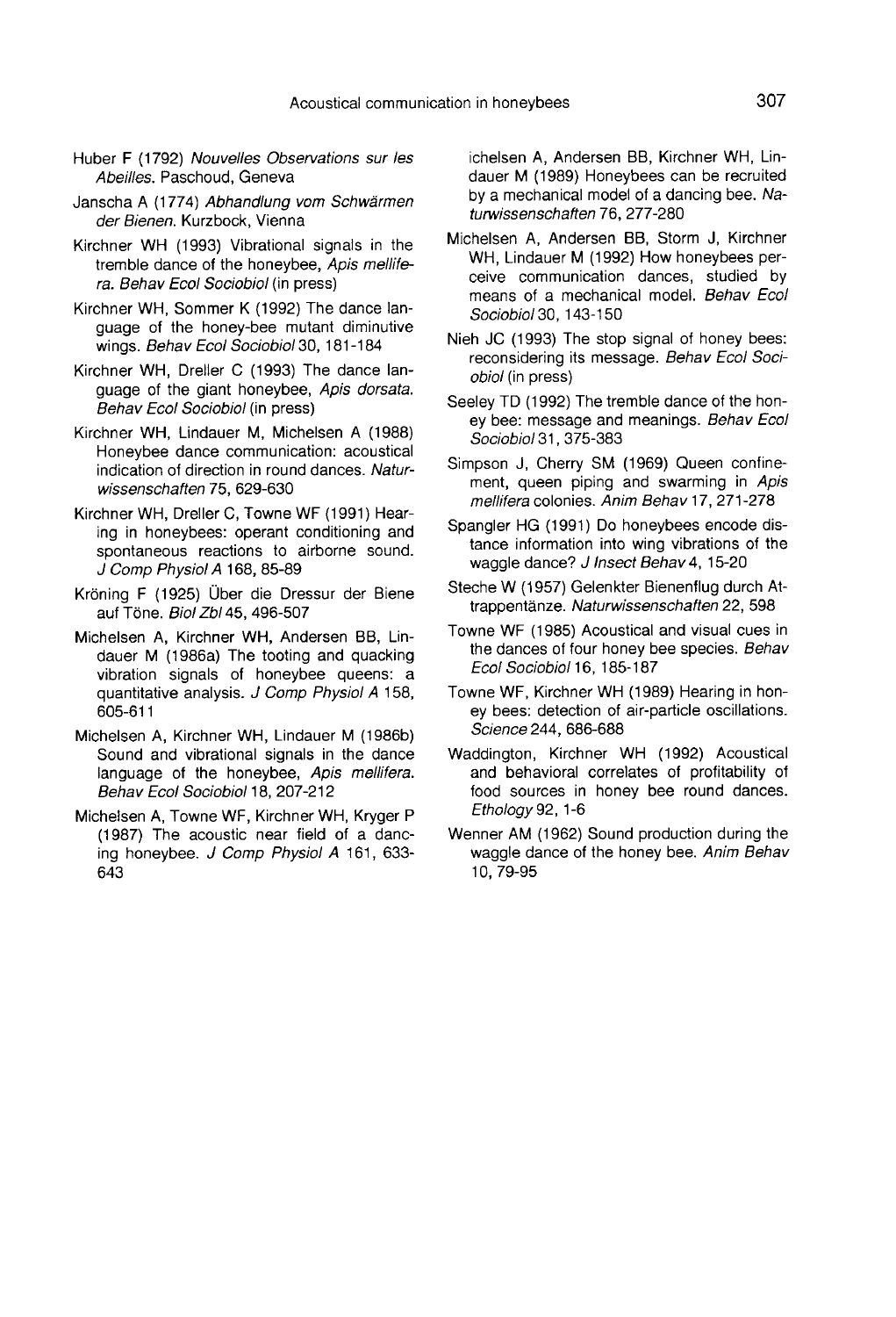Huber F (1792) *Nouvelles Observations sur les Abeilles*. Paschoud, Geneva

Janscha A (1774) *Abhandlung vom Schwärmen der Bienen*. Kurzbock, Vienna

Kirchner WH (1993) Vibrational signals in the tremble dance of the honeybee, *Apis mellifera*. *Behav Ecol Sociobiol* (in press)

Kirchner WH, Sommer K (1992) The dance language of the honey-bee mutant diminutive wings. *Behav Ecol Sociobiol* 30, 181-184

Kirchner WH, Dreller C (1993) The dance language of the giant honeybee, *Apis dorsata*. *Behav Ecol Sociobiol* (in press)

Kirchner WH, Lindauer M, Michelsen A (1988) Honeybee dance communication: acoustical indication of direction in round dances. *Naturwissenschaften* 75, 629-630

Kirchner WH, Dreller C, Towne WF (1991) Hearing in honeybees: operant conditioning and spontaneous reactions to airborne sound. *J Comp Physiol A* 168, 85-89

Kröning F (1925) Über die Dressur der Biene auf Töne. *Biol Zbl* 45, 496-507

Michelsen A, Kirchner WH, Andersen BB, Lindauer M (1986a) The tooting and quacking vibration signals of honeybee queens: a quantitative analysis. *J Comp Physiol A* 158, 605-611

Michelsen A, Kirchner WH, Lindauer M (1986b) Sound and vibrational signals in the dance language of the honeybee, *Apis mellifera*. *Behav Ecol Sociobiol* 18, 207-212

Michelsen A, Towne WF, Kirchner WH, Kryger P (1987) The acoustic near field of a dancing honeybee. *J Comp Physiol A* 161, 633-643

ichelsen A, Andersen BB, Kirchner WH, Lindauer M (1989) Honeybees can be recruited by a mechanical model of a dancing bee. *Naturwissenschaften* 76, 277-280

Michelsen A, Andersen BB, Storm J, Kirchner WH, Lindauer M (1992) How honeybees perceive communication dances, studied by means of a mechanical model. *Behav Ecol Sociobiol* 30, 143-150

Nieh JC (1993) The stop signal of honey bees: reconsidering its message. *Behav Ecol Sociobiol* (in press)

Seeley TD (1992) The tremble dance of the honey bee: message and meanings. *Behav Ecol Sociobiol* 31, 375-383

Simpson J, Cherry SM (1969) Queen confinement, queen piping and swarming in *Apis mellifera* colonies. *Anim Behav* 17, 271-278

Spangler HG (1991) Do honeybees encode distance information into wing vibrations of the waggle dance? *J Insect Behav* 4, 15-20

Steche W (1957) Gelenkter Bienenflug durch Attrappentänze. *Naturwissenschaften* 22, 598

Towne WF (1985) Acoustical and visual cues in the dances of four honey bee species. *Behav Ecol Sociobiol* 16, 185-187

Towne WF, Kirchner WH (1989) Hearing in honey bees: detection of air-particle oscillations. *Science* 244, 686-688

Waddington, Kirchner WH (1992) Acoustical and behavioral correlates of profitability of food sources in honey bee round dances. *Ethology* 92, 1-6

Wenner AM (1962) Sound production during the waggle dance of the honey bee. *Anim Behav* 10, 79-95